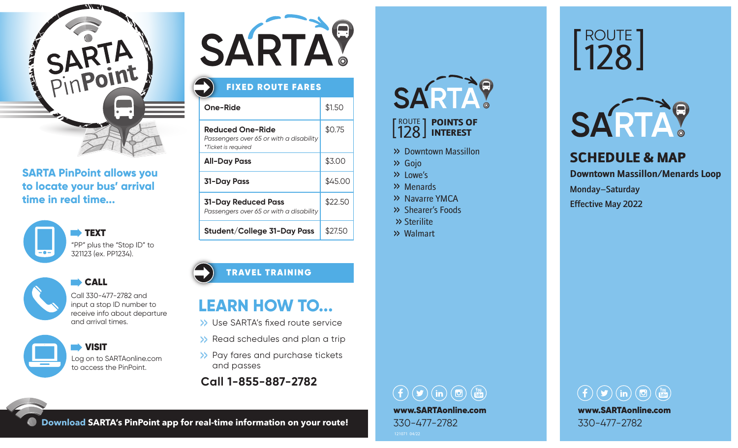# SARTA PinPoint

**SARTA PinPoint allows you to locate your bus' arrival time in real time...**

**TEXT**
"PP" plus the "Stop ID" to 321123 (ex. PP1234).

**CALL**
Call 330-477-2782 and input a stop ID number to receive info about departure and arrival times.

**VISIT**
Log on to SARTAonline.com to access the PinPoint.

**Download** SARTA's PinPoint app for real-time information on your route!

# SARTA

## FIXED ROUTE FARES

| Fare | Price |
|---|---|
| **One-Ride** | $1.50 |
| **Reduced One-Ride** *Passengers over 65 or with a disability* *\*Ticket is required* | $0.75 |
| **All-Day Pass** | $3.00 |
| **31-Day Pass** | $45.00 |
| **31-Day Reduced Pass** *Passengers over 65 or with a disability* | $22.50 |
| **Student/College 31-Day Pass** | $27.50 |

## TRAVEL TRAINING

## LEARN HOW TO...

- Use SARTA's fixed route service
- Read schedules and plan a trip
- Pay fares and purchase tickets and passes

**Call 1-855-887-2782**

# SARTA

## [ROUTE 128] POINTS OF INTEREST

- Downtown Massillon
- Gojo
- Lowe's
- Menards
- Navarre YMCA
- Shearer's Foods
- Sterilite
- Walmart

**www.SARTAonline.com**
330-477-2782
121071 04/22

# [ROUTE 128]

# SARTA

## SCHEDULE & MAP

**Downtown Massillon/Menards Loop**

**Monday–Saturday**

**Effective May 2022**

**www.SARTAonline.com**
330-477-2782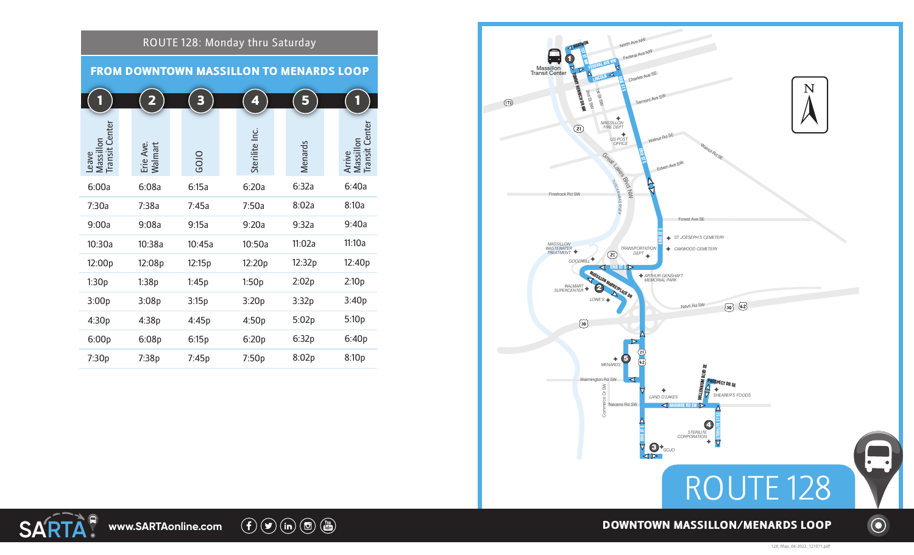## ROUTE 128: Monday thru Saturday

### FROM DOWNTOWN MASSILLON TO MENARDS LOOP

| 1 Leave Massillon Transit Center | 2 Erie Ave. Walmart | 3 GOJO | 4 Sterilite Inc. | 5 Menards | 1 Arrive Massillon Transit Center |
|---|---|---|---|---|---|
| 6:00a | 6:08a | 6:15a | 6:20a | 6:32a | 6:40a |
| 7:30a | 7:38a | 7:45a | 7:50a | 8:02a | 8:10a |
| 9:00a | 9:08a | 9:15a | 9:20a | 9:32a | 9:40a |
| 10:30a | 10:38a | 10:45a | 10:50a | 11:02a | 11:10a |
| 12:00p | 12:08p | 12:15p | 12:20p | 12:32p | 12:40p |
| 1:30p | 1:38p | 1:45p | 1:50p | 2:02p | 2:10p |
| 3:00p | 3:08p | 3:15p | 3:20p | 3:32p | 3:40p |
| 4:30p | 4:38p | 4:45p | 4:50p | 5:02p | 5:10p |
| 6:00p | 6:08p | 6:15p | 6:20p | 6:32p | 6:40p |
| 7:30p | 7:38p | 7:45p | 7:50p | 8:02p | 8:10p |

Massillon Transit Center
North Ave NW
Federal Ave NW
Charles Ave SE
Tremont Ave SW
Walnut Rd SE
Erwin Ave SW
Firestone Rd SW
Forest Ave SE
ST JOESEPH'S CEMETERY
OAKWOOD CEMETERY
MASSILLON FIRE DEPT
US POST OFFICE
MASSILLON WASTEWATER TREATMENT
TRANSPORTATION DEPT
GOODWILL
ARTHUR GENSHAFT MEMORIAL PARK
WALMART SUPERCENTER
LOWE'S
Nave Rd SW
MENARDS
Warmington Rd SW
Navarre Rd SW
LAND O'LAKES
SHEARER'S FOODS
STERILITE CORPORATION
GOJO

# ROUTE 128

www.SARTAonline.com

DOWNTOWN MASSILLON/MENARDS LOOP

128_Map_04-2022_121071.pdf